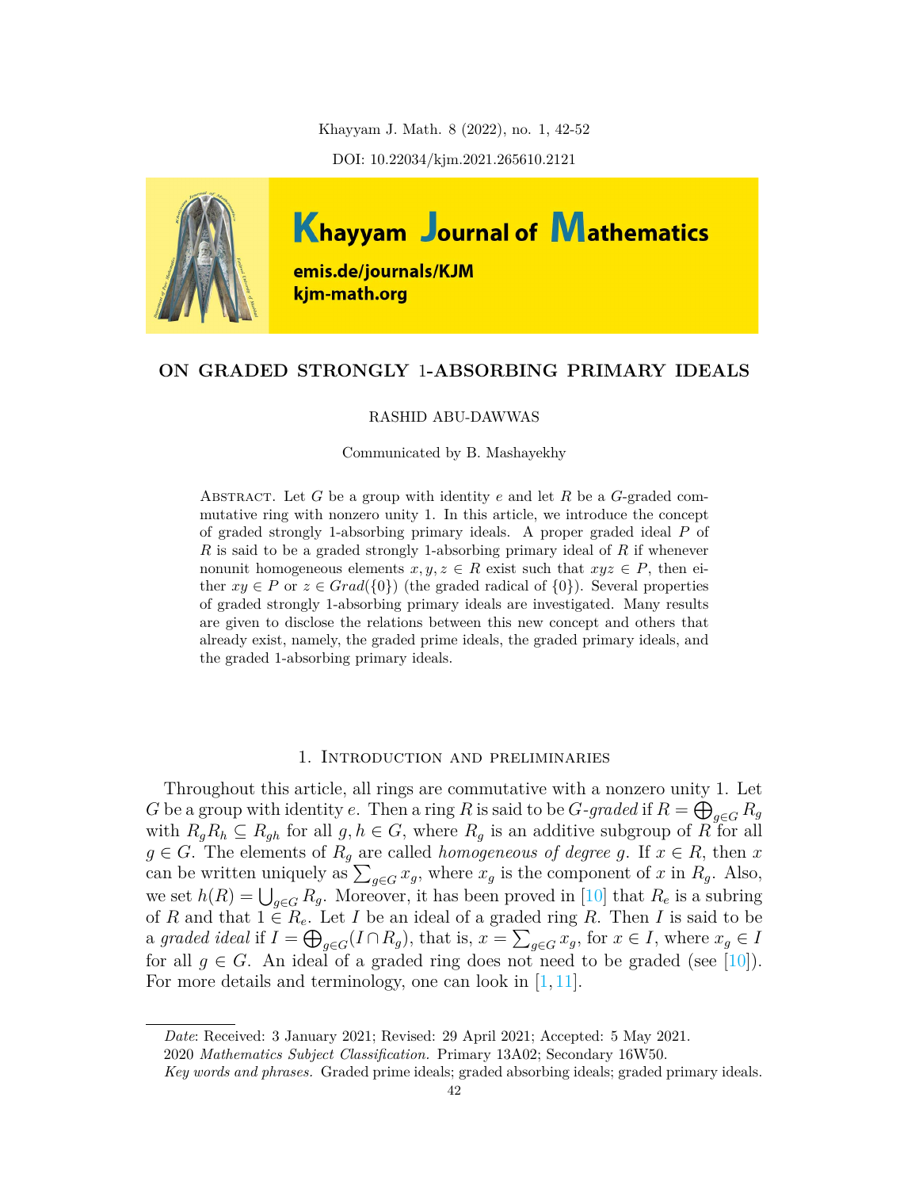# ON GRADED STRONGLY 1-ABSORBING PRIMARY IDEALS

RASHID ABU-DAWWAS

Communicated by B. Mashayekhy

Abstract. Let $G$ be a group with identity $e$ and let $R$ be a $G$-graded commutative ring with nonzero unity 1. In this article, we introduce the concept of graded strongly 1-absorbing primary ideals. A proper graded ideal $P$ of $R$ is said to be a graded strongly 1-absorbing primary ideal of $R$ if whenever nonunit homogeneous elements $x, y, z \in R$ exist such that $xyz \in P$, then either $xy \in P$ or $z \in Grad(\{0\})$ (the graded radical of $\{0\}$). Several properties of graded strongly 1-absorbing primary ideals are investigated. Many results are given to disclose the relations between this new concept and others that already exist, namely, the graded prime ideals, the graded primary ideals, and the graded 1-absorbing primary ideals.

## 1. Introduction and preliminaries

Throughout this article, all rings are commutative with a nonzero unity 1. Let $G$ be a group with identity $e$. Then a ring $R$ is said to be *$G$-graded* if $R = \bigoplus_{g\in G} R_g$ with $R_g R_h \subseteq R_{gh}$ for all $g, h \in G$, where $R_g$ is an additive subgroup of $R$ for all $g \in G$. The elements of $R_g$ are called *homogeneous of degree* $g$. If $x \in R$, then $x$ can be written uniquely as $\sum_{g\in G} x_g$, where $x_g$ is the component of $x$ in $R_g$. Also, we set $h(R) = \bigcup_{g\in G} R_g$. Moreover, it has been proved in [10] that $R_e$ is a subring of $R$ and that $1 \in R_e$. Let $I$ be an ideal of a graded ring $R$. Then $I$ is said to be a *graded ideal* if $I = \bigoplus_{g\in G}(I \cap R_g)$, that is, $x = \sum_{g\in G} x_g$, for $x \in I$, where $x_g \in I$ for all $g \in G$. An ideal of a graded ring does not need to be graded (see [10]). For more details and terminology, one can look in [1, 11].

---

*Date*: Received: 3 January 2021; Revised: 29 April 2021; Accepted: 5 May 2021.

2020 *Mathematics Subject Classification.* Primary 13A02; Secondary 16W50.

*Key words and phrases.* Graded prime ideals; graded absorbing ideals; graded primary ideals.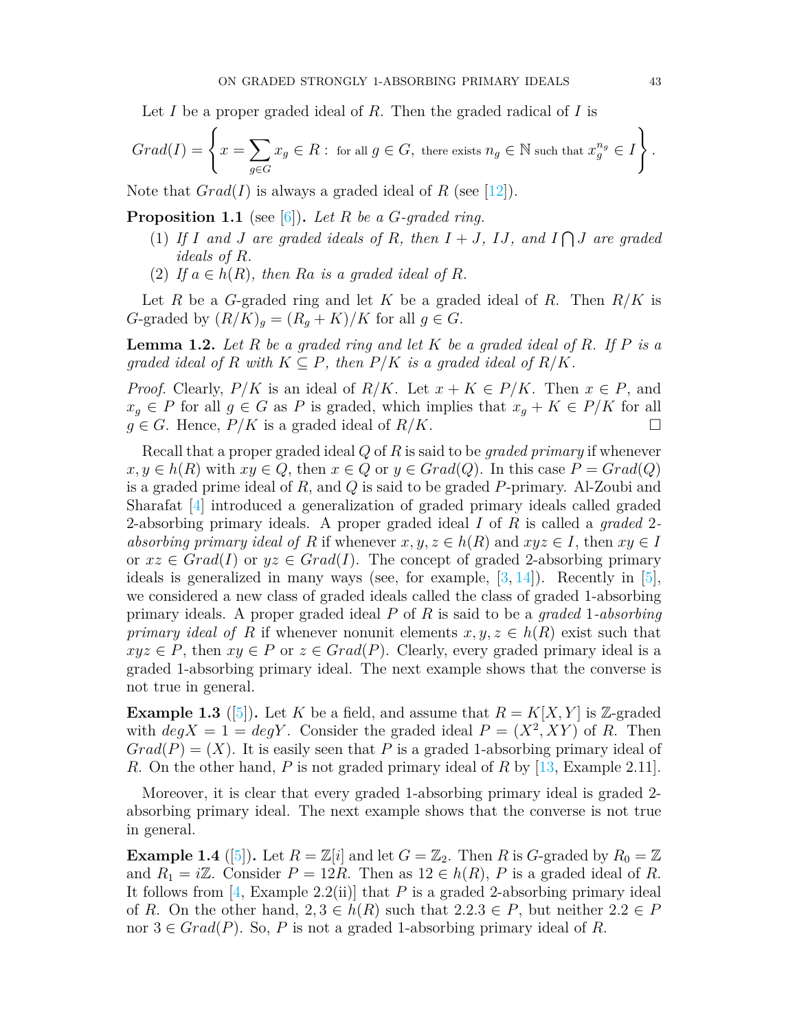Let $I$ be a proper graded ideal of $R$. Then the graded radical of $I$ is

$$Grad(I) = \left\{ x = \sum_{g \in G} x_g \in R : \text{ for all } g \in G, \text{ there exists } n_g \in \mathbb{N} \text{ such that } x_g^{n_g} \in I \right\}.$$

Note that $Grad(I)$ is always a graded ideal of $R$ (see [12]).

**Proposition 1.1** (see [6]). *Let $R$ be a $G$-graded ring.*

1. *If $I$ and $J$ are graded ideals of $R$, then $I + J$, $IJ$, and $I \bigcap J$ are graded ideals of $R$.*
2. *If $a \in h(R)$, then $Ra$ is a graded ideal of $R$.*

Let $R$ be a $G$-graded ring and let $K$ be a graded ideal of $R$. Then $R/K$ is $G$-graded by $(R/K)_g = (R_g + K)/K$ for all $g \in G$.

**Lemma 1.2.** *Let $R$ be a graded ring and let $K$ be a graded ideal of $R$. If $P$ is a graded ideal of $R$ with $K \subseteq P$, then $P/K$ is a graded ideal of $R/K$.*

*Proof.* Clearly, $P/K$ is an ideal of $R/K$. Let $x + K \in P/K$. Then $x \in P$, and $x_g \in P$ for all $g \in G$ as $P$ is graded, which implies that $x_g + K \in P/K$ for all $g \in G$. Hence, $P/K$ is a graded ideal of $R/K$. □

Recall that a proper graded ideal $Q$ of $R$ is said to be *graded primary* if whenever $x, y \in h(R)$ with $xy \in Q$, then $x \in Q$ or $y \in Grad(Q)$. In this case $P = Grad(Q)$ is a graded prime ideal of $R$, and $Q$ is said to be graded $P$-primary. Al-Zoubi and Sharafat [4] introduced a generalization of graded primary ideals called graded 2-absorbing primary ideals. A proper graded ideal $I$ of $R$ is called a *graded 2-absorbing primary ideal of* $R$ if whenever $x, y, z \in h(R)$ and $xyz \in I$, then $xy \in I$ or $xz \in Grad(I)$ or $yz \in Grad(I)$. The concept of graded 2-absorbing primary ideals is generalized in many ways (see, for example, [3, 14]). Recently in [5], we considered a new class of graded ideals called the class of graded 1-absorbing primary ideals. A proper graded ideal $P$ of $R$ is said to be a *graded 1-absorbing primary ideal of* $R$ if whenever nonunit elements $x, y, z \in h(R)$ exist such that $xyz \in P$, then $xy \in P$ or $z \in Grad(P)$. Clearly, every graded primary ideal is a graded 1-absorbing primary ideal. The next example shows that the converse is not true in general.

**Example 1.3** ([5]). Let $K$ be a field, and assume that $R = K[X, Y]$ is $\mathbb{Z}$-graded with $degX = 1 = degY$. Consider the graded ideal $P = (X^2, XY)$ of $R$. Then $Grad(P) = (X)$. It is easily seen that $P$ is a graded 1-absorbing primary ideal of $R$. On the other hand, $P$ is not graded primary ideal of $R$ by [13, Example 2.11].

Moreover, it is clear that every graded 1-absorbing primary ideal is graded 2-absorbing primary ideal. The next example shows that the converse is not true in general.

**Example 1.4** ([5]). Let $R = \mathbb{Z}[i]$ and let $G = \mathbb{Z}_2$. Then $R$ is $G$-graded by $R_0 = \mathbb{Z}$ and $R_1 = i\mathbb{Z}$. Consider $P = 12R$. Then as $12 \in h(R)$, $P$ is a graded ideal of $R$. It follows from [4, Example 2.2(ii)] that $P$ is a graded 2-absorbing primary ideal of $R$. On the other hand, $2, 3 \in h(R)$ such that $2.2.3 \in P$, but neither $2.2 \in P$ nor $3 \in Grad(P)$. So, $P$ is not a graded 1-absorbing primary ideal of $R$.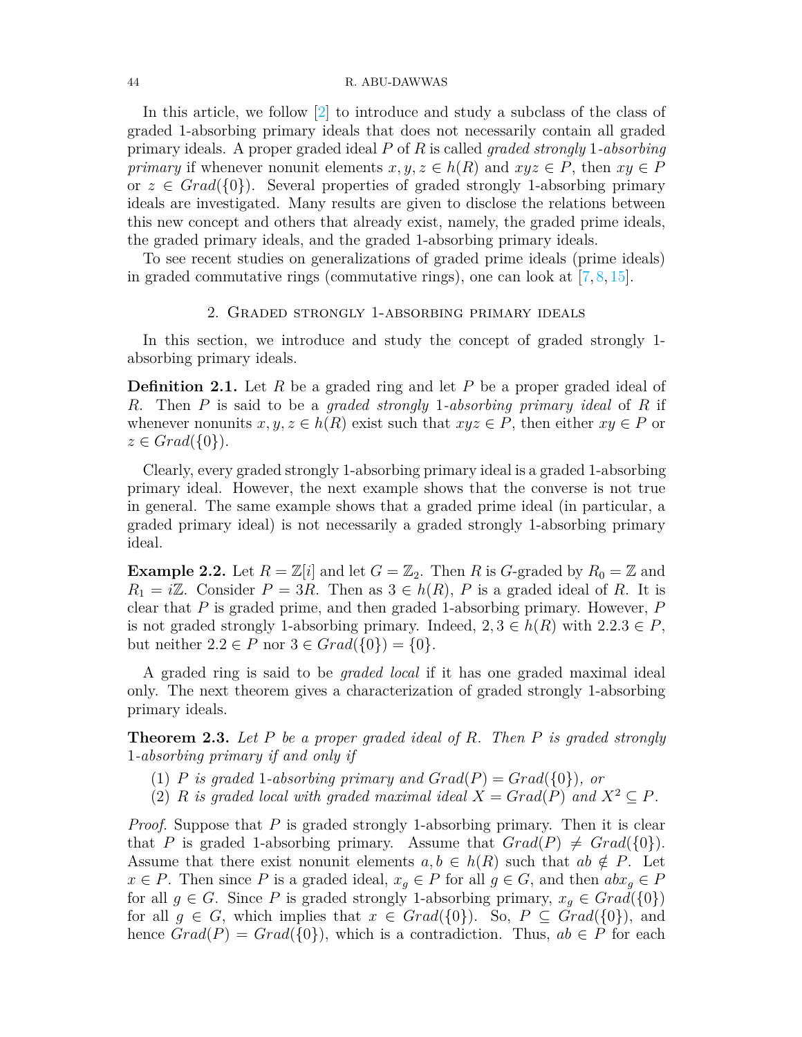In this article, we follow [2] to introduce and study a subclass of the class of graded 1-absorbing primary ideals that does not necessarily contain all graded primary ideals. A proper graded ideal $P$ of $R$ is called *graded strongly* 1*-absorbing primary* if whenever nonunit elements $x, y, z \in h(R)$ and $xyz \in P$, then $xy \in P$ or $z \in Grad(\{0\})$. Several properties of graded strongly 1-absorbing primary ideals are investigated. Many results are given to disclose the relations between this new concept and others that already exist, namely, the graded prime ideals, the graded primary ideals, and the graded 1-absorbing primary ideals.

To see recent studies on generalizations of graded prime ideals (prime ideals) in graded commutative rings (commutative rings), one can look at [7, 8, 15].

## 2. Graded strongly 1-absorbing primary ideals

In this section, we introduce and study the concept of graded strongly 1-absorbing primary ideals.

**Definition 2.1.** Let $R$ be a graded ring and let $P$ be a proper graded ideal of $R$. Then $P$ is said to be a *graded strongly* 1*-absorbing primary ideal* of $R$ if whenever nonunits $x, y, z \in h(R)$ exist such that $xyz \in P$, then either $xy \in P$ or $z \in Grad(\{0\})$.

Clearly, every graded strongly 1-absorbing primary ideal is a graded 1-absorbing primary ideal. However, the next example shows that the converse is not true in general. The same example shows that a graded prime ideal (in particular, a graded primary ideal) is not necessarily a graded strongly 1-absorbing primary ideal.

**Example 2.2.** Let $R = \mathbb{Z}[i]$ and let $G = \mathbb{Z}_2$. Then $R$ is $G$-graded by $R_0 = \mathbb{Z}$ and $R_1 = i\mathbb{Z}$. Consider $P = 3R$. Then as $3 \in h(R)$, $P$ is a graded ideal of $R$. It is clear that $P$ is graded prime, and then graded 1-absorbing primary. However, $P$ is not graded strongly 1-absorbing primary. Indeed, $2, 3 \in h(R)$ with $2.2.3 \in P$, but neither $2.2 \in P$ nor $3 \in Grad(\{0\}) = \{0\}$.

A graded ring is said to be *graded local* if it has one graded maximal ideal only. The next theorem gives a characterization of graded strongly 1-absorbing primary ideals.

**Theorem 2.3.** *Let $P$ be a proper graded ideal of $R$. Then $P$ is graded strongly* 1*-absorbing primary if and only if*

1. *$P$ is graded* 1*-absorbing primary and $Grad(P) = Grad(\{0\})$, or*
2. *$R$ is graded local with graded maximal ideal $X = Grad(P)$ and $X^2 \subseteq P$.*

*Proof.* Suppose that $P$ is graded strongly 1-absorbing primary. Then it is clear that $P$ is graded 1-absorbing primary. Assume that $Grad(P) \neq Grad(\{0\})$. Assume that there exist nonunit elements $a, b \in h(R)$ such that $ab \notin P$. Let $x \in P$. Then since $P$ is a graded ideal, $x_g \in P$ for all $g \in G$, and then $abx_g \in P$ for all $g \in G$. Since $P$ is graded strongly 1-absorbing primary, $x_g \in Grad(\{0\})$ for all $g \in G$, which implies that $x \in Grad(\{0\})$. So, $P \subseteq Grad(\{0\})$, and hence $Grad(P) = Grad(\{0\})$, which is a contradiction. Thus, $ab \in P$ for each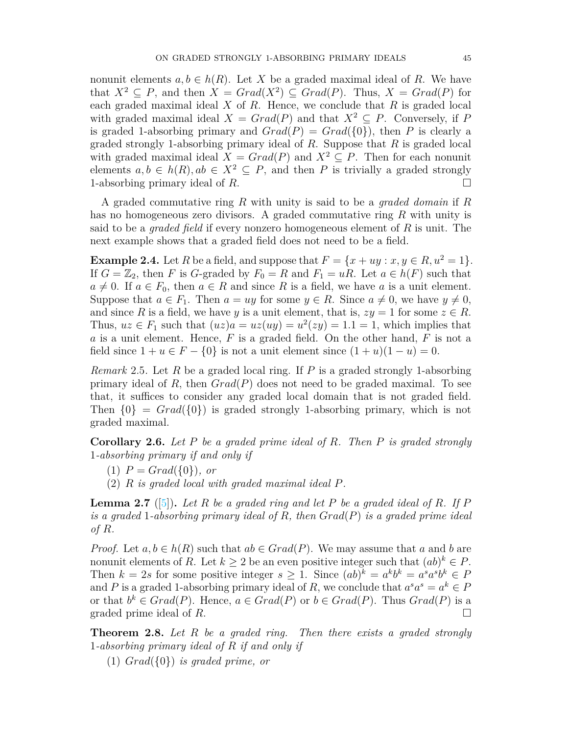nonunit elements $a, b \in h(R)$. Let $X$ be a graded maximal ideal of $R$. We have that $X^2 \subseteq P$, and then $X = Grad(X^2) \subseteq Grad(P)$. Thus, $X = Grad(P)$ for each graded maximal ideal $X$ of $R$. Hence, we conclude that $R$ is graded local with graded maximal ideal $X = Grad(P)$ and that $X^2 \subseteq P$. Conversely, if $P$ is graded 1-absorbing primary and $Grad(P) = Grad(\{0\})$, then $P$ is clearly a graded strongly 1-absorbing primary ideal of $R$. Suppose that $R$ is graded local with graded maximal ideal $X = Grad(P)$ and $X^2 \subseteq P$. Then for each nonunit elements $a, b \in h(R), ab \in X^2 \subseteq P$, and then $P$ is trivially a graded strongly 1-absorbing primary ideal of $R$. $\square$

A graded commutative ring $R$ with unity is said to be a *graded domain* if $R$ has no homogeneous zero divisors. A graded commutative ring $R$ with unity is said to be a *graded field* if every nonzero homogeneous element of $R$ is unit. The next example shows that a graded field does not need to be a field.

**Example 2.4.** Let $R$ be a field, and suppose that $F = \{x + uy : x, y \in R, u^2 = 1\}$. If $G = \mathbb{Z}_2$, then $F$ is $G$-graded by $F_0 = R$ and $F_1 = uR$. Let $a \in h(F)$ such that $a \neq 0$. If $a \in F_0$, then $a \in R$ and since $R$ is a field, we have $a$ is a unit element. Suppose that $a \in F_1$. Then $a = uy$ for some $y \in R$. Since $a \neq 0$, we have $y \neq 0$, and since $R$ is a field, we have $y$ is a unit element, that is, $zy = 1$ for some $z \in R$. Thus, $uz \in F_1$ such that $(uz)a = uz(uy) = u^2(zy) = 1.1 = 1$, which implies that $a$ is a unit element. Hence, $F$ is a graded field. On the other hand, $F$ is not a field since $1 + u \in F - \{0\}$ is not a unit element since $(1 + u)(1 - u) = 0$.

*Remark* 2.5. Let $R$ be a graded local ring. If $P$ is a graded strongly 1-absorbing primary ideal of $R$, then $Grad(P)$ does not need to be graded maximal. To see that, it suffices to consider any graded local domain that is not graded field. Then $\{0\} = Grad(\{0\})$ is graded strongly 1-absorbing primary, which is not graded maximal.

**Corollary 2.6.** *Let $P$ be a graded prime ideal of $R$. Then $P$ is graded strongly 1-absorbing primary if and only if*

(1) *$P = Grad(\{0\})$, or*
(2) *$R$ is graded local with graded maximal ideal $P$.*

**Lemma 2.7** ([5])**.** *Let $R$ be a graded ring and let $P$ be a graded ideal of $R$. If $P$ is a graded 1-absorbing primary ideal of $R$, then $Grad(P)$ is a graded prime ideal of $R$.*

*Proof.* Let $a, b \in h(R)$ such that $ab \in Grad(P)$. We may assume that $a$ and $b$ are nonunit elements of $R$. Let $k \geq 2$ be an even positive integer such that $(ab)^k \in P$. Then $k = 2s$ for some positive integer $s \geq 1$. Since $(ab)^k = a^k b^k = a^s a^s b^k \in P$ and $P$ is a graded 1-absorbing primary ideal of $R$, we conclude that $a^s a^s = a^k \in P$ or that $b^k \in Grad(P)$. Hence, $a \in Grad(P)$ or $b \in Grad(P)$. Thus $Grad(P)$ is a graded prime ideal of $R$. $\square$

**Theorem 2.8.** *Let $R$ be a graded ring. Then there exists a graded strongly 1-absorbing primary ideal of $R$ if and only if*

(1) *$Grad(\{0\})$ is graded prime, or*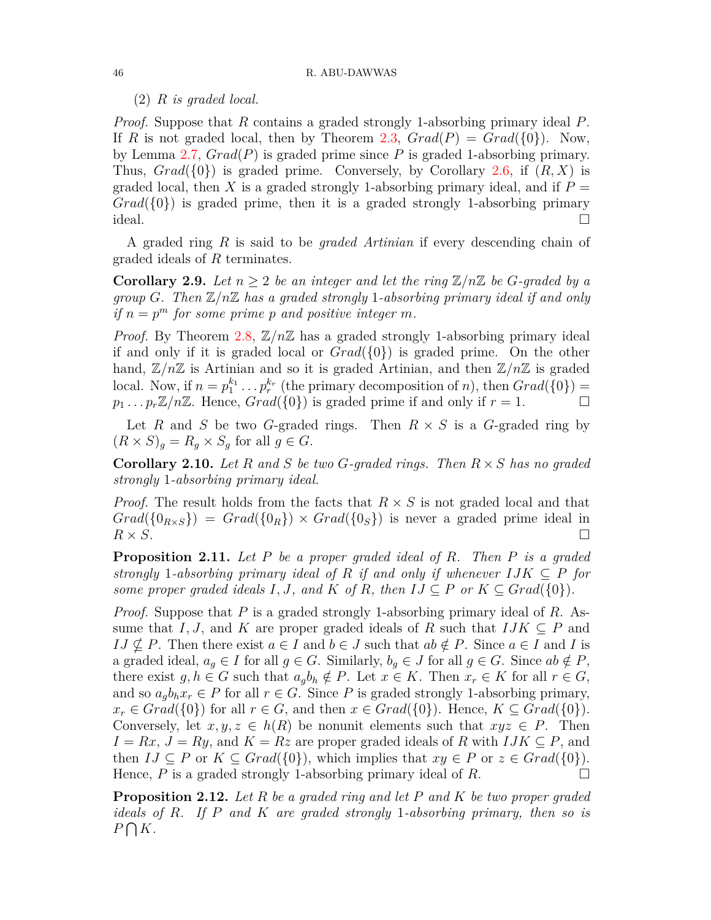(2) *$R$ is graded local.*

*Proof.* Suppose that $R$ contains a graded strongly 1-absorbing primary ideal $P$. If $R$ is not graded local, then by Theorem 2.3, $Grad(P) = Grad(\{0\})$. Now, by Lemma 2.7, $Grad(P)$ is graded prime since $P$ is graded 1-absorbing primary. Thus, $Grad(\{0\})$ is graded prime. Conversely, by Corollary 2.6, if $(R, X)$ is graded local, then $X$ is a graded strongly 1-absorbing primary ideal, and if $P = Grad(\{0\})$ is graded prime, then it is a graded strongly 1-absorbing primary ideal. □

A graded ring $R$ is said to be *graded Artinian* if every descending chain of graded ideals of $R$ terminates.

**Corollary 2.9.** *Let $n \geq 2$ be an integer and let the ring $\mathbb{Z}/n\mathbb{Z}$ be $G$-graded by a group $G$. Then $\mathbb{Z}/n\mathbb{Z}$ has a graded strongly 1-absorbing primary ideal if and only if $n = p^m$ for some prime $p$ and positive integer $m$.*

*Proof.* By Theorem 2.8, $\mathbb{Z}/n\mathbb{Z}$ has a graded strongly 1-absorbing primary ideal if and only if it is graded local or $Grad(\{0\})$ is graded prime. On the other hand, $\mathbb{Z}/n\mathbb{Z}$ is Artinian and so it is graded Artinian, and then $\mathbb{Z}/n\mathbb{Z}$ is graded local. Now, if $n = p_1^{k_1} \dots p_r^{k_r}$ (the primary decomposition of $n$), then $Grad(\{0\}) = p_1 \dots p_r \mathbb{Z}/n\mathbb{Z}$. Hence, $Grad(\{0\})$ is graded prime if and only if $r = 1$. □

Let $R$ and $S$ be two $G$-graded rings. Then $R \times S$ is a $G$-graded ring by $(R \times S)_g = R_g \times S_g$ for all $g \in G$.

**Corollary 2.10.** *Let $R$ and $S$ be two $G$-graded rings. Then $R \times S$ has no graded strongly 1-absorbing primary ideal.*

*Proof.* The result holds from the facts that $R \times S$ is not graded local and that $Grad(\{0_{R\times S}\}) = Grad(\{0_R\}) \times Grad(\{0_S\})$ is never a graded prime ideal in $R \times S$. □

**Proposition 2.11.** *Let $P$ be a proper graded ideal of $R$. Then $P$ is a graded strongly 1-absorbing primary ideal of $R$ if and only if whenever $IJK \subseteq P$ for some proper graded ideals $I, J$, and $K$ of $R$, then $IJ \subseteq P$ or $K \subseteq Grad(\{0\})$.*

*Proof.* Suppose that $P$ is a graded strongly 1-absorbing primary ideal of $R$. Assume that $I, J$, and $K$ are proper graded ideals of $R$ such that $IJK \subseteq P$ and $IJ \nsubseteq P$. Then there exist $a \in I$ and $b \in J$ such that $ab \notin P$. Since $a \in I$ and $I$ is a graded ideal, $a_g \in I$ for all $g \in G$. Similarly, $b_g \in J$ for all $g \in G$. Since $ab \notin P$, there exist $g, h \in G$ such that $a_g b_h \notin P$. Let $x \in K$. Then $x_r \in K$ for all $r \in G$, and so $a_g b_h x_r \in P$ for all $r \in G$. Since $P$ is graded strongly 1-absorbing primary, $x_r \in Grad(\{0\})$ for all $r \in G$, and then $x \in Grad(\{0\})$. Hence, $K \subseteq Grad(\{0\})$. Conversely, let $x, y, z \in h(R)$ be nonunit elements such that $xyz \in P$. Then $I = Rx$, $J = Ry$, and $K = Rz$ are proper graded ideals of $R$ with $IJK \subseteq P$, and then $IJ \subseteq P$ or $K \subseteq Grad(\{0\})$, which implies that $xy \in P$ or $z \in Grad(\{0\})$. Hence, $P$ is a graded strongly 1-absorbing primary ideal of $R$. □

**Proposition 2.12.** *Let $R$ be a graded ring and let $P$ and $K$ be two proper graded ideals of $R$. If $P$ and $K$ are graded strongly 1-absorbing primary, then so is $P \bigcap K$.*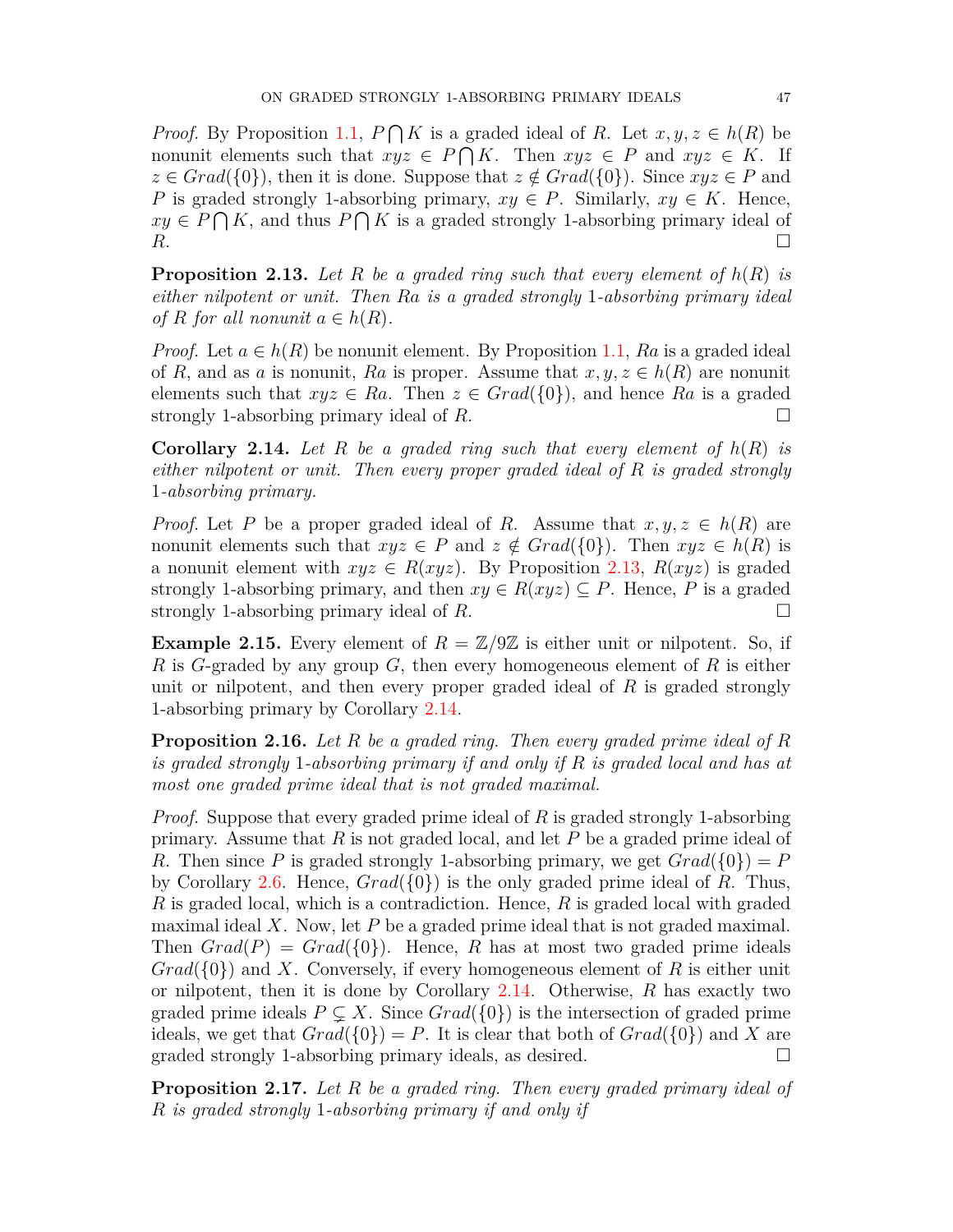*Proof.* By Proposition 1.1, $P\bigcap K$ is a graded ideal of $R$. Let $x, y, z \in h(R)$ be nonunit elements such that $xyz \in P\bigcap K$. Then $xyz \in P$ and $xyz \in K$. If $z \in Grad(\{0\})$, then it is done. Suppose that $z \notin Grad(\{0\})$. Since $xyz \in P$ and $P$ is graded strongly 1-absorbing primary, $xy \in P$. Similarly, $xy \in K$. Hence, $xy \in P\bigcap K$, and thus $P\bigcap K$ is a graded strongly 1-absorbing primary ideal of $R$. □

**Proposition 2.13.** *Let $R$ be a graded ring such that every element of $h(R)$ is either nilpotent or unit. Then $Ra$ is a graded strongly 1-absorbing primary ideal of $R$ for all nonunit $a \in h(R)$.*

*Proof.* Let $a \in h(R)$ be nonunit element. By Proposition 1.1, $Ra$ is a graded ideal of $R$, and as $a$ is nonunit, $Ra$ is proper. Assume that $x, y, z \in h(R)$ are nonunit elements such that $xyz \in Ra$. Then $z \in Grad(\{0\})$, and hence $Ra$ is a graded strongly 1-absorbing primary ideal of $R$. □

**Corollary 2.14.** *Let $R$ be a graded ring such that every element of $h(R)$ is either nilpotent or unit. Then every proper graded ideal of $R$ is graded strongly 1-absorbing primary.*

*Proof.* Let $P$ be a proper graded ideal of $R$. Assume that $x, y, z \in h(R)$ are nonunit elements such that $xyz \in P$ and $z \notin Grad(\{0\})$. Then $xyz \in h(R)$ is a nonunit element with $xyz \in R(xyz)$. By Proposition 2.13, $R(xyz)$ is graded strongly 1-absorbing primary, and then $xy \in R(xyz) \subseteq P$. Hence, $P$ is a graded strongly 1-absorbing primary ideal of $R$. □

**Example 2.15.** Every element of $R = \mathbb{Z}/9\mathbb{Z}$ is either unit or nilpotent. So, if $R$ is $G$-graded by any group $G$, then every homogeneous element of $R$ is either unit or nilpotent, and then every proper graded ideal of $R$ is graded strongly 1-absorbing primary by Corollary 2.14.

**Proposition 2.16.** *Let $R$ be a graded ring. Then every graded prime ideal of $R$ is graded strongly 1-absorbing primary if and only if $R$ is graded local and has at most one graded prime ideal that is not graded maximal.*

*Proof.* Suppose that every graded prime ideal of $R$ is graded strongly 1-absorbing primary. Assume that $R$ is not graded local, and let $P$ be a graded prime ideal of $R$. Then since $P$ is graded strongly 1-absorbing primary, we get $Grad(\{0\}) = P$ by Corollary 2.6. Hence, $Grad(\{0\})$ is the only graded prime ideal of $R$. Thus, $R$ is graded local, which is a contradiction. Hence, $R$ is graded local with graded maximal ideal $X$. Now, let $P$ be a graded prime ideal that is not graded maximal. Then $Grad(P) = Grad(\{0\})$. Hence, $R$ has at most two graded prime ideals $Grad(\{0\})$ and $X$. Conversely, if every homogeneous element of $R$ is either unit or nilpotent, then it is done by Corollary 2.14. Otherwise, $R$ has exactly two graded prime ideals $P \subsetneq X$. Since $Grad(\{0\})$ is the intersection of graded prime ideals, we get that $Grad(\{0\}) = P$. It is clear that both of $Grad(\{0\})$ and $X$ are graded strongly 1-absorbing primary ideals, as desired. □

**Proposition 2.17.** *Let $R$ be a graded ring. Then every graded primary ideal of $R$ is graded strongly 1-absorbing primary if and only if*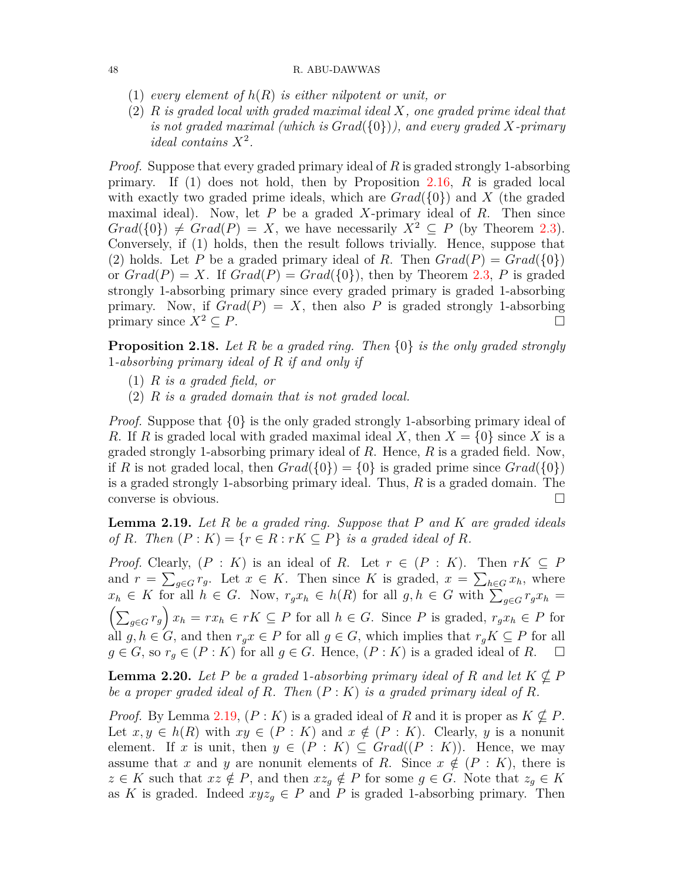(1) *every element of $h(R)$ is either nilpotent or unit, or*
(2) *$R$ is graded local with graded maximal ideal $X$, one graded prime ideal that is not graded maximal (which is $Grad(\{0\})$), and every graded $X$-primary ideal contains $X^2$.*

*Proof.* Suppose that every graded primary ideal of $R$ is graded strongly 1-absorbing primary. If (1) does not hold, then by Proposition 2.16, $R$ is graded local with exactly two graded prime ideals, which are $Grad(\{0\})$ and $X$ (the graded maximal ideal). Now, let $P$ be a graded $X$-primary ideal of $R$. Then since $Grad(\{0\}) \neq Grad(P) = X$, we have necessarily $X^2 \subseteq P$ (by Theorem 2.3). Conversely, if (1) holds, then the result follows trivially. Hence, suppose that (2) holds. Let $P$ be a graded primary ideal of $R$. Then $Grad(P) = Grad(\{0\})$ or $Grad(P) = X$. If $Grad(P) = Grad(\{0\})$, then by Theorem 2.3, $P$ is graded strongly 1-absorbing primary since every graded primary is graded 1-absorbing primary. Now, if $Grad(P) = X$, then also $P$ is graded strongly 1-absorbing primary since $X^2 \subseteq P$. □

**Proposition 2.18.** *Let $R$ be a graded ring. Then $\{0\}$ is the only graded strongly 1-absorbing primary ideal of $R$ if and only if*

(1) *$R$ is a graded field, or*
(2) *$R$ is a graded domain that is not graded local.*

*Proof.* Suppose that $\{0\}$ is the only graded strongly 1-absorbing primary ideal of $R$. If $R$ is graded local with graded maximal ideal $X$, then $X = \{0\}$ since $X$ is a graded strongly 1-absorbing primary ideal of $R$. Hence, $R$ is a graded field. Now, if $R$ is not graded local, then $Grad(\{0\}) = \{0\}$ is graded prime since $Grad(\{0\})$ is a graded strongly 1-absorbing primary ideal. Thus, $R$ is a graded domain. The converse is obvious. □

**Lemma 2.19.** *Let $R$ be a graded ring. Suppose that $P$ and $K$ are graded ideals of $R$. Then $(P : K) = \{r \in R : rK \subseteq P\}$ is a graded ideal of $R$.*

*Proof.* Clearly, $(P : K)$ is an ideal of $R$. Let $r \in (P : K)$. Then $rK \subseteq P$ and $r = \sum_{g\in G} r_g$. Let $x \in K$. Then since $K$ is graded, $x = \sum_{h\in G} x_h$, where $x_h \in K$ for all $h \in G$. Now, $r_g x_h \in h(R)$ for all $g, h \in G$ with $\sum_{g\in G} r_g x_h = \left(\sum_{g\in G} r_g\right) x_h = r x_h \in rK \subseteq P$ for all $h \in G$. Since $P$ is graded, $r_g x_h \in P$ for all $g, h \in G$, and then $r_g x \in P$ for all $g \in G$, which implies that $r_g K \subseteq P$ for all $g \in G$, so $r_g \in (P : K)$ for all $g \in G$. Hence, $(P : K)$ is a graded ideal of $R$. □

**Lemma 2.20.** *Let $P$ be a graded 1-absorbing primary ideal of $R$ and let $K \nsubseteq P$ be a proper graded ideal of $R$. Then $(P : K)$ is a graded primary ideal of $R$.*

*Proof.* By Lemma 2.19, $(P : K)$ is a graded ideal of $R$ and it is proper as $K \nsubseteq P$. Let $x, y \in h(R)$ with $xy \in (P : K)$ and $x \notin (P : K)$. Clearly, $y$ is a nonunit element. If $x$ is unit, then $y \in (P : K) \subseteq Grad((P : K))$. Hence, we may assume that $x$ and $y$ are nonunit elements of $R$. Since $x \notin (P : K)$, there is $z \in K$ such that $xz \notin P$, and then $xz_g \notin P$ for some $g \in G$. Note that $z_g \in K$ as $K$ is graded. Indeed $xyz_g \in P$ and $P$ is graded 1-absorbing primary. Then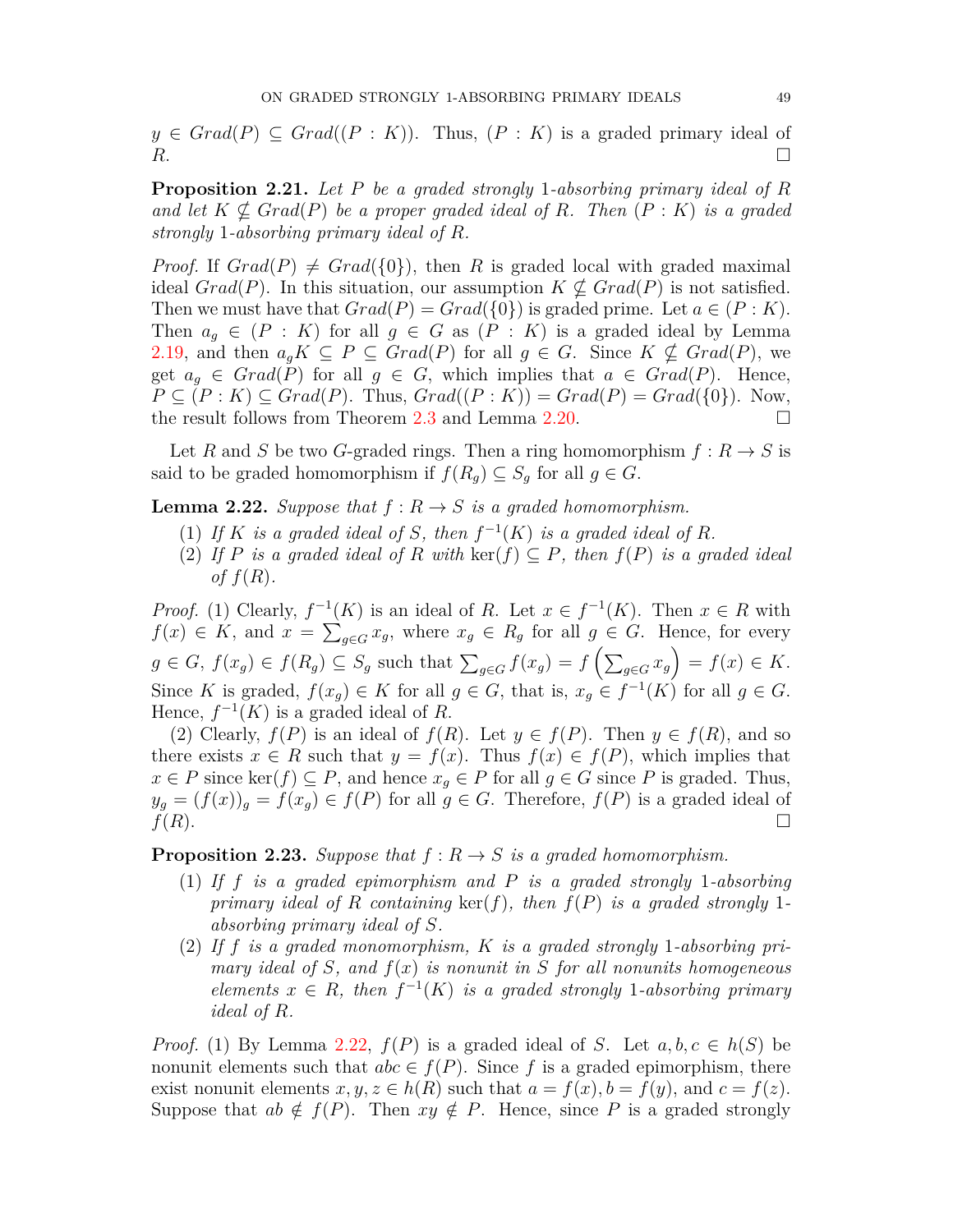$y \in Grad(P) \subseteq Grad((P : K))$. Thus, $(P : K)$ is a graded primary ideal of $R$. ◻

**Proposition 2.21.** *Let $P$ be a graded strongly 1-absorbing primary ideal of $R$ and let $K \nsubseteq Grad(P)$ be a proper graded ideal of $R$. Then $(P : K)$ is a graded strongly 1-absorbing primary ideal of $R$.*

*Proof.* If $Grad(P) \neq Grad(\{0\})$, then $R$ is graded local with graded maximal ideal $Grad(P)$. In this situation, our assumption $K \nsubseteq Grad(P)$ is not satisfied. Then we must have that $Grad(P) = Grad(\{0\})$ is graded prime. Let $a \in (P : K)$. Then $a_g \in (P : K)$ for all $g \in G$ as $(P : K)$ is a graded ideal by Lemma 2.19, and then $a_g K \subseteq P \subseteq Grad(P)$ for all $g \in G$. Since $K \nsubseteq Grad(P)$, we get $a_g \in Grad(P)$ for all $g \in G$, which implies that $a \in Grad(P)$. Hence, $P \subseteq (P : K) \subseteq Grad(P)$. Thus, $Grad((P : K)) = Grad(P) = Grad(\{0\})$. Now, the result follows from Theorem 2.3 and Lemma 2.20. ◻

Let $R$ and $S$ be two $G$-graded rings. Then a ring homomorphism $f : R \to S$ is said to be graded homomorphism if $f(R_g) \subseteq S_g$ for all $g \in G$.

**Lemma 2.22.** *Suppose that $f : R \to S$ is a graded homomorphism.*

1. *If $K$ is a graded ideal of $S$, then $f^{-1}(K)$ is a graded ideal of $R$.*
2. *If $P$ is a graded ideal of $R$ with $\ker(f) \subseteq P$, then $f(P)$ is a graded ideal of $f(R)$.*

*Proof.* (1) Clearly, $f^{-1}(K)$ is an ideal of $R$. Let $x \in f^{-1}(K)$. Then $x \in R$ with $f(x) \in K$, and $x = \sum_{g\in G} x_g$, where $x_g \in R_g$ for all $g \in G$. Hence, for every $g \in G$, $f(x_g) \in f(R_g) \subseteq S_g$ such that $\sum_{g\in G} f(x_g) = f\left(\sum_{g\in G} x_g\right) = f(x) \in K$. Since $K$ is graded, $f(x_g) \in K$ for all $g \in G$, that is, $x_g \in f^{-1}(K)$ for all $g \in G$. Hence, $f^{-1}(K)$ is a graded ideal of $R$.

(2) Clearly, $f(P)$ is an ideal of $f(R)$. Let $y \in f(P)$. Then $y \in f(R)$, and so there exists $x \in R$ such that $y = f(x)$. Thus $f(x) \in f(P)$, which implies that $x \in P$ since $\ker(f) \subseteq P$, and hence $x_g \in P$ for all $g \in G$ since $P$ is graded. Thus, $y_g = (f(x))_g = f(x_g) \in f(P)$ for all $g \in G$. Therefore, $f(P)$ is a graded ideal of $f(R)$. ◻

**Proposition 2.23.** *Suppose that $f : R \to S$ is a graded homomorphism.*

1. *If $f$ is a graded epimorphism and $P$ is a graded strongly 1-absorbing primary ideal of $R$ containing $\ker(f)$, then $f(P)$ is a graded strongly 1-absorbing primary ideal of $S$.*
2. *If $f$ is a graded monomorphism, $K$ is a graded strongly 1-absorbing primary ideal of $S$, and $f(x)$ is nonunit in $S$ for all nonunits homogeneous elements $x \in R$, then $f^{-1}(K)$ is a graded strongly 1-absorbing primary ideal of $R$.*

*Proof.* (1) By Lemma 2.22, $f(P)$ is a graded ideal of $S$. Let $a, b, c \in h(S)$ be nonunit elements such that $abc \in f(P)$. Since $f$ is a graded epimorphism, there exist nonunit elements $x, y, z \in h(R)$ such that $a = f(x), b = f(y)$, and $c = f(z)$. Suppose that $ab \notin f(P)$. Then $xy \notin P$. Hence, since $P$ is a graded strongly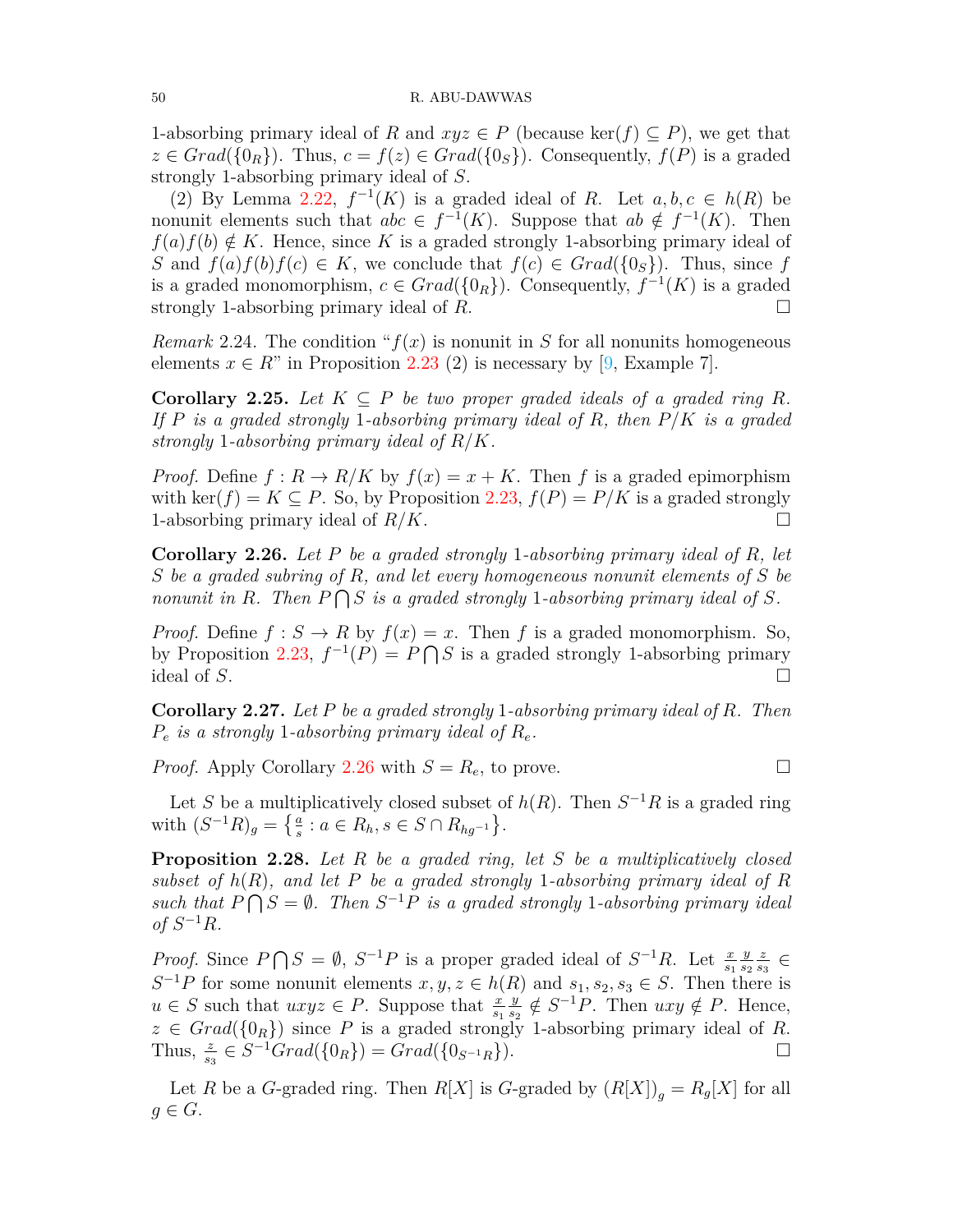1-absorbing primary ideal of $R$ and $xyz \in P$ (because $\ker(f) \subseteq P$), we get that $z \in Grad(\{0_R\})$. Thus, $c = f(z) \in Grad(\{0_S\})$. Consequently, $f(P)$ is a graded strongly 1-absorbing primary ideal of $S$.

(2) By Lemma 2.22, $f^{-1}(K)$ is a graded ideal of $R$. Let $a, b, c \in h(R)$ be nonunit elements such that $abc \in f^{-1}(K)$. Suppose that $ab \notin f^{-1}(K)$. Then $f(a)f(b) \notin K$. Hence, since $K$ is a graded strongly 1-absorbing primary ideal of $S$ and $f(a)f(b)f(c) \in K$, we conclude that $f(c) \in Grad(\{0_S\})$. Thus, since $f$ is a graded monomorphism, $c \in Grad(\{0_R\})$. Consequently, $f^{-1}(K)$ is a graded strongly 1-absorbing primary ideal of $R$. □

*Remark* 2.24. The condition "$f(x)$ is nonunit in $S$ for all nonunits homogeneous elements $x \in R$" in Proposition 2.23 (2) is necessary by [9, Example 7].

**Corollary 2.25.** *Let $K \subseteq P$ be two proper graded ideals of a graded ring $R$. If $P$ is a graded strongly 1-absorbing primary ideal of $R$, then $P/K$ is a graded strongly 1-absorbing primary ideal of $R/K$.*

*Proof.* Define $f : R \to R/K$ by $f(x) = x + K$. Then $f$ is a graded epimorphism with $\ker(f) = K \subseteq P$. So, by Proposition 2.23, $f(P) = P/K$ is a graded strongly 1-absorbing primary ideal of $R/K$. □

**Corollary 2.26.** *Let $P$ be a graded strongly 1-absorbing primary ideal of $R$, let $S$ be a graded subring of $R$, and let every homogeneous nonunit elements of $S$ be nonunit in $R$. Then $P \bigcap S$ is a graded strongly 1-absorbing primary ideal of $S$.*

*Proof.* Define $f : S \to R$ by $f(x) = x$. Then $f$ is a graded monomorphism. So, by Proposition 2.23, $f^{-1}(P) = P \bigcap S$ is a graded strongly 1-absorbing primary ideal of $S$. □

**Corollary 2.27.** *Let $P$ be a graded strongly 1-absorbing primary ideal of $R$. Then $P_e$ is a strongly 1-absorbing primary ideal of $R_e$.*

*Proof.* Apply Corollary 2.26 with $S = R_e$, to prove. □

Let $S$ be a multiplicatively closed subset of $h(R)$. Then $S^{-1}R$ is a graded ring with $(S^{-1}R)_g = \left\{\frac{a}{s} : a \in R_h, s \in S \cap R_{hg^{-1}}\right\}$.

**Proposition 2.28.** *Let $R$ be a graded ring, let $S$ be a multiplicatively closed subset of $h(R)$, and let $P$ be a graded strongly 1-absorbing primary ideal of $R$ such that $P \bigcap S = \emptyset$. Then $S^{-1}P$ is a graded strongly 1-absorbing primary ideal of $S^{-1}R$.*

*Proof.* Since $P \bigcap S = \emptyset$, $S^{-1}P$ is a proper graded ideal of $S^{-1}R$. Let $\frac{x}{s_1}\frac{y}{s_2}\frac{z}{s_3} \in S^{-1}P$ for some nonunit elements $x, y, z \in h(R)$ and $s_1, s_2, s_3 \in S$. Then there is $u \in S$ such that $uxyz \in P$. Suppose that $\frac{x}{s_1}\frac{y}{s_2} \notin S^{-1}P$. Then $uxy \notin P$. Hence, $z \in Grad(\{0_R\})$ since $P$ is a graded strongly 1-absorbing primary ideal of $R$. Thus, $\frac{z}{s_3} \in S^{-1}Grad(\{0_R\}) = Grad(\{0_{S^{-1}R}\})$. □

Let $R$ be a $G$-graded ring. Then $R[X]$ is $G$-graded by $(R[X])_g = R_g[X]$ for all $g \in G$.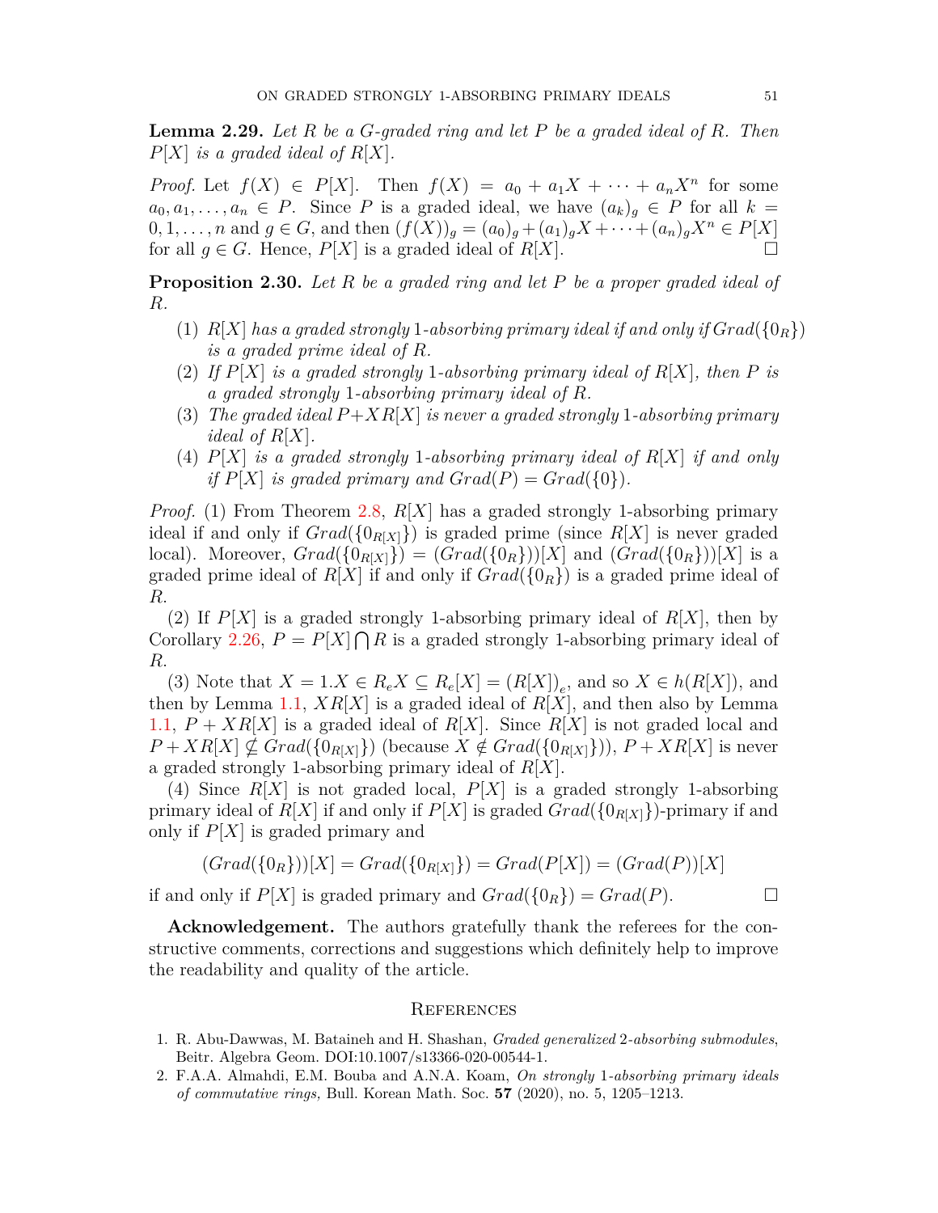**Lemma 2.29.** *Let $R$ be a $G$-graded ring and let $P$ be a graded ideal of $R$. Then $P[X]$ is a graded ideal of $R[X]$.*

*Proof.* Let $f(X) \in P[X]$. Then $f(X) = a_0 + a_1X + \cdots + a_nX^n$ for some $a_0, a_1, \ldots, a_n \in P$. Since $P$ is a graded ideal, we have $(a_k)_g \in P$ for all $k = 0, 1, \ldots, n$ and $g \in G$, and then $(f(X))_g = (a_0)_g + (a_1)_gX + \cdots + (a_n)_gX^n \in P[X]$ for all $g \in G$. Hence, $P[X]$ is a graded ideal of $R[X]$. □

**Proposition 2.30.** *Let $R$ be a graded ring and let $P$ be a proper graded ideal of $R$.*

1. *$R[X]$ has a graded strongly 1-absorbing primary ideal if and only if $Grad(\{0_R\})$ is a graded prime ideal of $R$.*
2. *If $P[X]$ is a graded strongly 1-absorbing primary ideal of $R[X]$, then $P$ is a graded strongly 1-absorbing primary ideal of $R$.*
3. *The graded ideal $P+XR[X]$ is never a graded strongly 1-absorbing primary ideal of $R[X]$.*
4. *$P[X]$ is a graded strongly 1-absorbing primary ideal of $R[X]$ if and only if $P[X]$ is graded primary and $Grad(P) = Grad(\{0\})$.*

*Proof.* (1) From Theorem 2.8, $R[X]$ has a graded strongly 1-absorbing primary ideal if and only if $Grad(\{0_{R[X]}\})$ is graded prime (since $R[X]$ is never graded local). Moreover, $Grad(\{0_{R[X]}\}) = (Grad(\{0_R\}))[X]$ and $(Grad(\{0_R\}))[X]$ is a graded prime ideal of $R[X]$ if and only if $Grad(\{0_R\})$ is a graded prime ideal of $R$.

(2) If $P[X]$ is a graded strongly 1-absorbing primary ideal of $R[X]$, then by Corollary 2.26, $P = P[X] \bigcap R$ is a graded strongly 1-absorbing primary ideal of $R$.

(3) Note that $X = 1.X \in R_eX \subseteq R_e[X] = (R[X])_e$, and so $X \in h(R[X])$, and then by Lemma 1.1, $XR[X]$ is a graded ideal of $R[X]$, and then also by Lemma 1.1, $P + XR[X]$ is a graded ideal of $R[X]$. Since $R[X]$ is not graded local and $P + XR[X] \nsubseteq Grad(\{0_{R[X]}\})$ (because $X \notin Grad(\{0_{R[X]}\})$), $P + XR[X]$ is never a graded strongly 1-absorbing primary ideal of $R[X]$.

(4) Since $R[X]$ is not graded local, $P[X]$ is a graded strongly 1-absorbing primary ideal of $R[X]$ if and only if $P[X]$ is graded $Grad(\{0_{R[X]}\})$-primary if and only if $P[X]$ is graded primary and

$$(Grad(\{0_R\}))[X] = Grad(\{0_{R[X]}\}) = Grad(P[X]) = (Grad(P))[X]$$

if and only if $P[X]$ is graded primary and $Grad(\{0_R\}) = Grad(P)$. □

**Acknowledgement.** The authors gratefully thank the referees for the constructive comments, corrections and suggestions which definitely help to improve the readability and quality of the article.

## References

1. R. Abu-Dawwas, M. Bataineh and H. Shashan, *Graded generalized 2-absorbing submodules*, Beitr. Algebra Geom. DOI:10.1007/s13366-020-00544-1.
2. F.A.A. Almahdi, E.M. Bouba and A.N.A. Koam, *On strongly 1-absorbing primary ideals of commutative rings,* Bull. Korean Math. Soc. **57** (2020), no. 5, 1205–1213.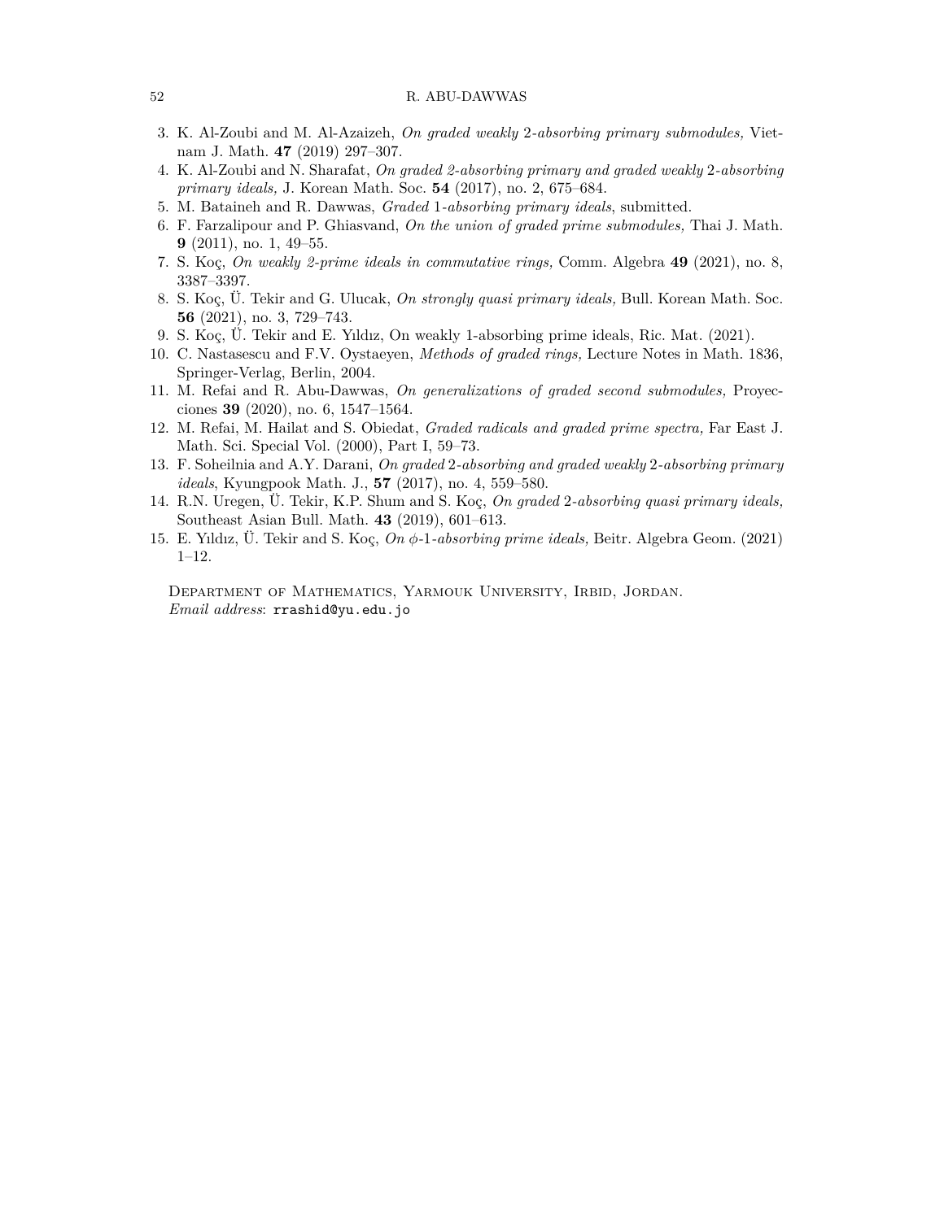3. K. Al-Zoubi and M. Al-Azaizeh, *On graded weakly* 2*-absorbing primary submodules,* Vietnam J. Math. **47** (2019) 297–307.
4. K. Al-Zoubi and N. Sharafat, *On graded 2-absorbing primary and graded weakly* 2*-absorbing primary ideals,* J. Korean Math. Soc. **54** (2017), no. 2, 675–684.
5. M. Bataineh and R. Dawwas, *Graded* 1*-absorbing primary ideals*, submitted.
6. F. Farzalipour and P. Ghiasvand, *On the union of graded prime submodules,* Thai J. Math. **9** (2011), no. 1, 49–55.
7. S. Koç, *On weakly 2-prime ideals in commutative rings,* Comm. Algebra **49** (2021), no. 8, 3387–3397.
8. S. Koç, Ü. Tekir and G. Ulucak, *On strongly quasi primary ideals,* Bull. Korean Math. Soc. **56** (2021), no. 3, 729–743.
9. S. Koç, Ü. Tekir and E. Yıldız, On weakly 1-absorbing prime ideals, Ric. Mat. (2021).
10. C. Nastasescu and F.V. Oystaeyen, *Methods of graded rings,* Lecture Notes in Math. 1836, Springer-Verlag, Berlin, 2004.
11. M. Refai and R. Abu-Dawwas, *On generalizations of graded second submodules,* Proyecciones **39** (2020), no. 6, 1547–1564.
12. M. Refai, M. Hailat and S. Obiedat, *Graded radicals and graded prime spectra,* Far East J. Math. Sci. Special Vol. (2000), Part I, 59–73.
13. F. Soheilnia and A.Y. Darani, *On graded* 2*-absorbing and graded weakly* 2*-absorbing primary ideals*, Kyungpook Math. J., **57** (2017), no. 4, 559–580.
14. R.N. Uregen, Ü. Tekir, K.P. Shum and S. Koç, *On graded* 2*-absorbing quasi primary ideals,* Southeast Asian Bull. Math. **43** (2019), 601–613.
15. E. Yıldız, Ü. Tekir and S. Koç, *On* $\phi$*-*1*-absorbing prime ideals,* Beitr. Algebra Geom. (2021) 1–12.

Department of Mathematics, Yarmouk University, Irbid, Jordan.
*Email address*: rrashid@yu.edu.jo